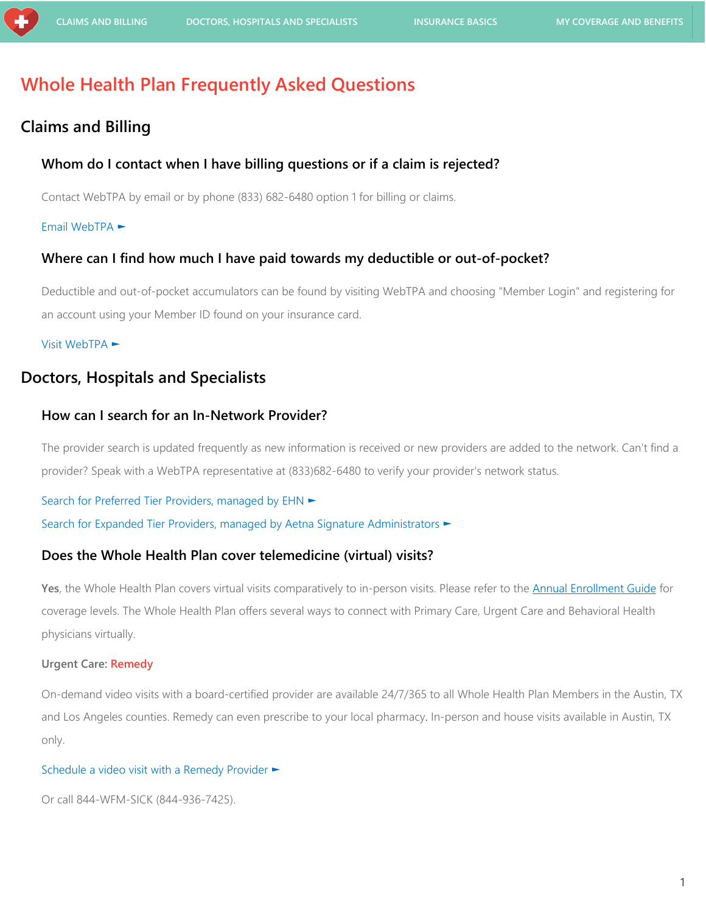CLAIMS AND BILLING DOCTORS, HOSPITALS AND SPECIALISTS INSURANCE BASICS MY COVERAGE AND BENEFITS

# Whole Health Plan Frequently Asked Questions

## Claims and Billing

### Whom do I contact when I have billing questions or if a claim is rejected?

Contact WebTPA by email or by phone (833) 682-6480 option 1 for billing or claims.

Email WebTPA ►

### Where can I find how much I have paid towards my deductible or out-of-pocket?

Deductible and out-of-pocket accumulators can be found by visiting WebTPA and choosing "Member Login" and registering for an account using your Member ID found on your insurance card.

Visit WebTPA ►

## Doctors, Hospitals and Specialists

### How can I search for an In-Network Provider?

The provider search is updated frequently as new information is received or new providers are added to the network. Can't find a provider? Speak with a WebTPA representative at (833)682-6480 to verify your provider's network status.

Search for Preferred Tier Providers, managed by EHN ►

Search for Expanded Tier Providers, managed by Aetna Signature Administrators ►

### Does the Whole Health Plan cover telemedicine (virtual) visits?

**Yes**, the Whole Health Plan covers virtual visits comparatively to in-person visits. Please refer to the Annual Enrollment Guide for coverage levels. The Whole Health Plan offers several ways to connect with Primary Care, Urgent Care and Behavioral Health physicians virtually.

**Urgent Care:** Remedy

On-demand video visits with a board-certified provider are available 24/7/365 to all Whole Health Plan Members in the Austin, TX and Los Angeles counties. Remedy can even prescribe to your local pharmacy. In-person and house visits available in Austin, TX only.

Schedule a video visit with a Remedy Provider ►

Or call 844-WFM-SICK (844-936-7425).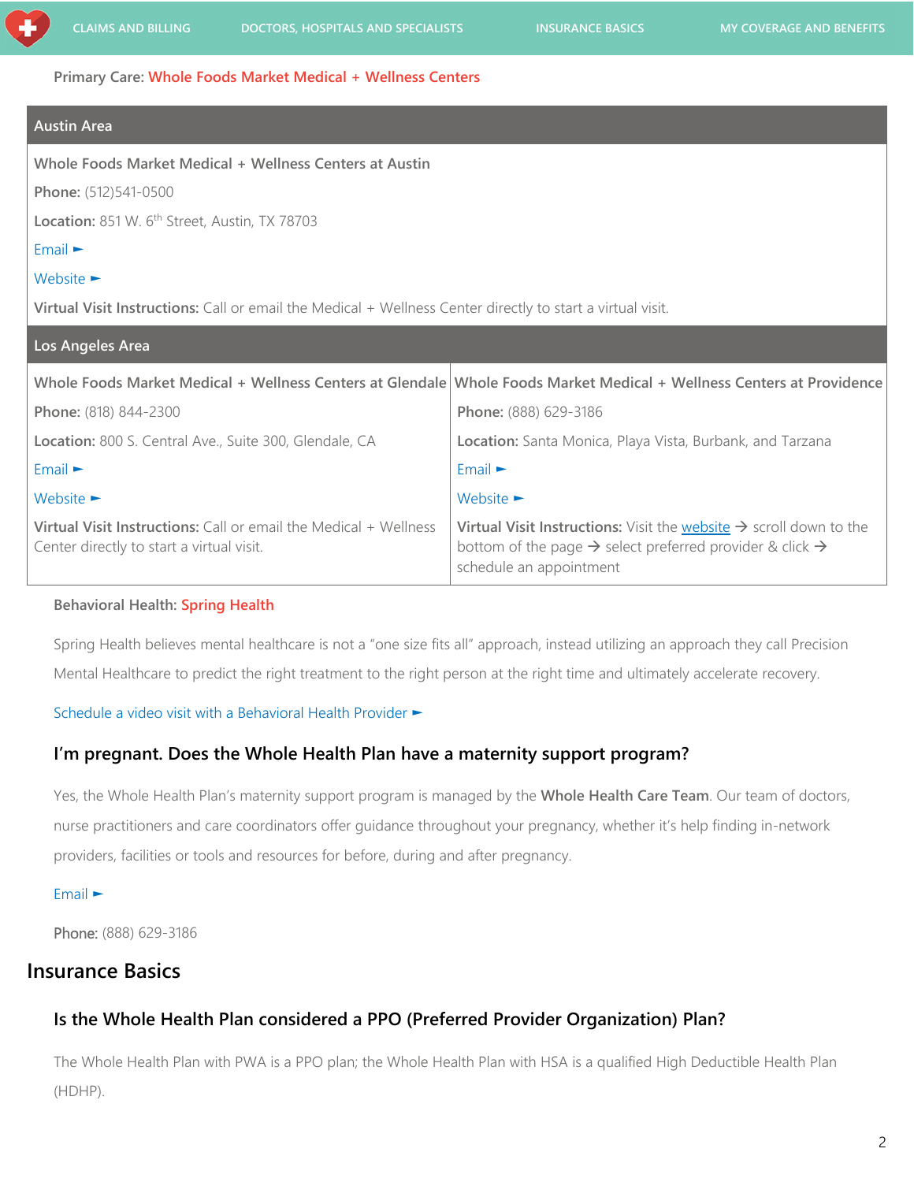Primary Care: Whole Foods Market Medical + Wellness Centers

| Austin Area | |
|---|---|
| Whole Foods Market Medical + Wellness Centers at Austin<br><br>**Phone:** (512)541-0500<br><br>**Location:** 851 W. 6th Street, Austin, TX 78703<br><br>Email ►<br><br>Website ►<br><br>**Virtual Visit Instructions:** Call or email the Medical + Wellness Center directly to start a virtual visit. | |
| **Los Angeles Area** | |
| Whole Foods Market Medical + Wellness Centers at Glendale<br><br>**Phone:** (818) 844-2300<br><br>**Location:** 800 S. Central Ave., Suite 300, Glendale, CA<br><br>Email ►<br><br>Website ►<br><br>**Virtual Visit Instructions:** Call or email the Medical + Wellness Center directly to start a virtual visit. | Whole Foods Market Medical + Wellness Centers at Providence<br><br>**Phone:** (888) 629-3186<br><br>**Location:** Santa Monica, Playa Vista, Burbank, and Tarzana<br><br>Email ►<br><br>Website ►<br><br>**Virtual Visit Instructions:** Visit the website → scroll down to the bottom of the page → select preferred provider & click → schedule an appointment |

Behavioral Health: Spring Health

Spring Health believes mental healthcare is not a "one size fits all" approach, instead utilizing an approach they call Precision Mental Healthcare to predict the right treatment to the right person at the right time and ultimately accelerate recovery.

Schedule a video visit with a Behavioral Health Provider ►

### I'm pregnant. Does the Whole Health Plan have a maternity support program?

Yes, the Whole Health Plan's maternity support program is managed by the **Whole Health Care Team**. Our team of doctors, nurse practitioners and care coordinators offer guidance throughout your pregnancy, whether it's help finding in-network providers, facilities or tools and resources for before, during and after pregnancy.

Email ►

Phone: (888) 629-3186

## Insurance Basics

### Is the Whole Health Plan considered a PPO (Preferred Provider Organization) Plan?

The Whole Health Plan with PWA is a PPO plan; the Whole Health Plan with HSA is a qualified High Deductible Health Plan (HDHP).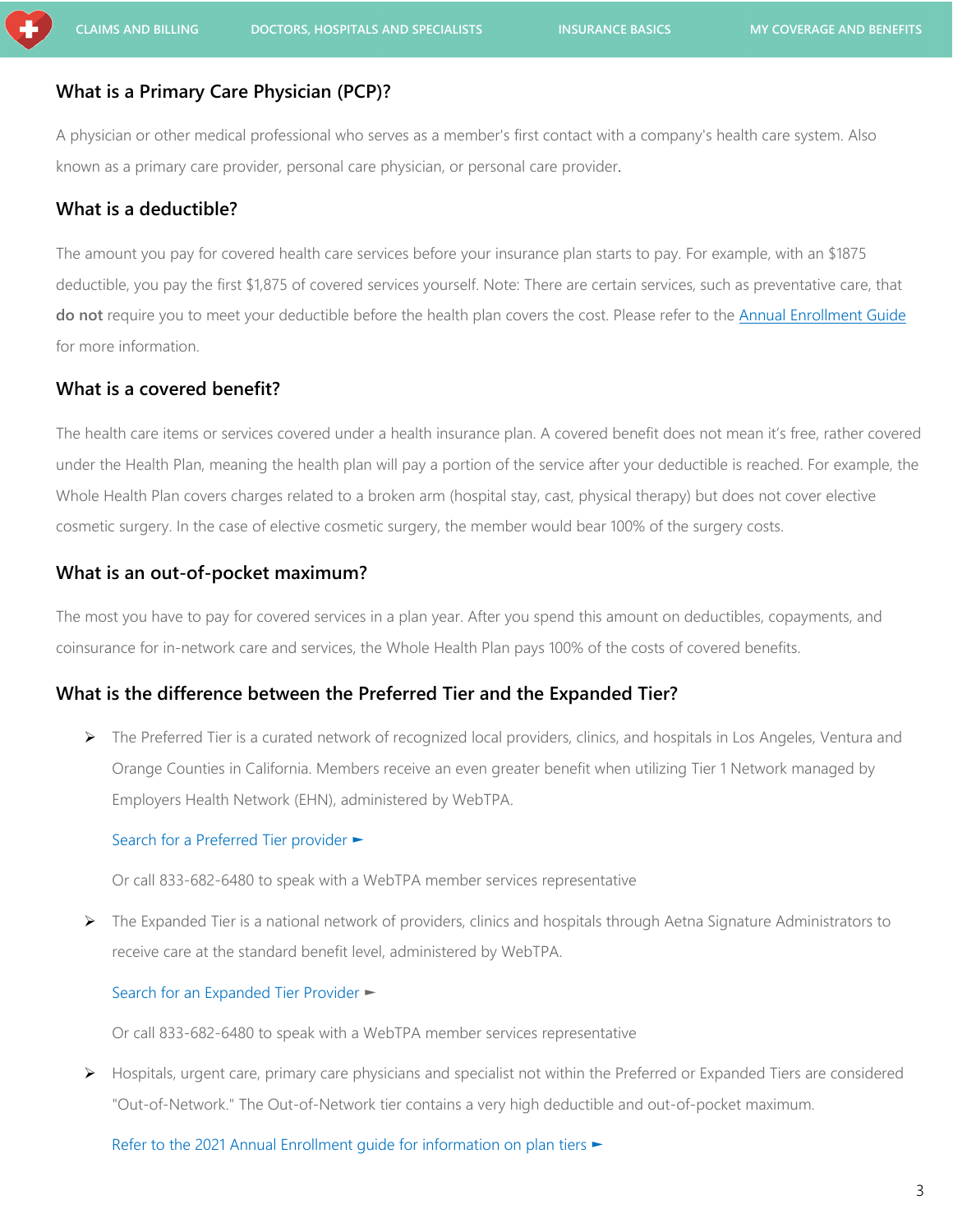CLAIMS AND BILLING | DOCTORS, HOSPITALS AND SPECIALISTS | INSURANCE BASICS | MY COVERAGE AND BENEFITS

## What is a Primary Care Physician (PCP)?

A physician or other medical professional who serves as a member's first contact with a company's health care system. Also known as a primary care provider, personal care physician, or personal care provider.

## What is a deductible?

The amount you pay for covered health care services before your insurance plan starts to pay. For example, with an $1875 deductible, you pay the first $1,875 of covered services yourself. Note: There are certain services, such as preventative care, that **do not** require you to meet your deductible before the health plan covers the cost. Please refer to the Annual Enrollment Guide for more information.

## What is a covered benefit?

The health care items or services covered under a health insurance plan. A covered benefit does not mean it's free, rather covered under the Health Plan, meaning the health plan will pay a portion of the service after your deductible is reached. For example, the Whole Health Plan covers charges related to a broken arm (hospital stay, cast, physical therapy) but does not cover elective cosmetic surgery. In the case of elective cosmetic surgery, the member would bear 100% of the surgery costs.

## What is an out-of-pocket maximum?

The most you have to pay for covered services in a plan year. After you spend this amount on deductibles, copayments, and coinsurance for in-network care and services, the Whole Health Plan pays 100% of the costs of covered benefits.

## What is the difference between the Preferred Tier and the Expanded Tier?

- The Preferred Tier is a curated network of recognized local providers, clinics, and hospitals in Los Angeles, Ventura and Orange Counties in California. Members receive an even greater benefit when utilizing Tier 1 Network managed by Employers Health Network (EHN), administered by WebTPA.

  Search for a Preferred Tier provider ►

  Or call 833-682-6480 to speak with a WebTPA member services representative

- The Expanded Tier is a national network of providers, clinics and hospitals through Aetna Signature Administrators to receive care at the standard benefit level, administered by WebTPA.

  Search for an Expanded Tier Provider ►

  Or call 833-682-6480 to speak with a WebTPA member services representative

- Hospitals, urgent care, primary care physicians and specialist not within the Preferred or Expanded Tiers are considered "Out-of-Network." The Out-of-Network tier contains a very high deductible and out-of-pocket maximum.

  Refer to the 2021 Annual Enrollment guide for information on plan tiers ►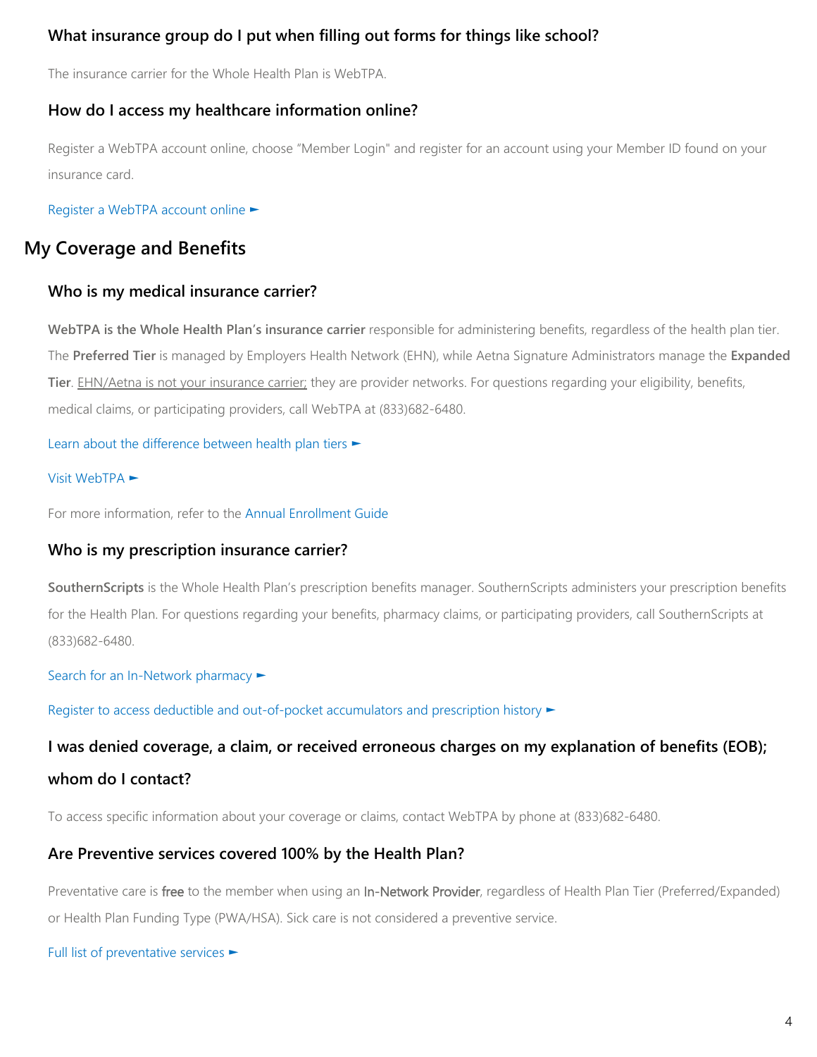### What insurance group do I put when filling out forms for things like school?

The insurance carrier for the Whole Health Plan is WebTPA.

### How do I access my healthcare information online?

Register a WebTPA account online, choose "Member Login" and register for an account using your Member ID found on your insurance card.

Register a WebTPA account online ►

## My Coverage and Benefits

### Who is my medical insurance carrier?

**WebTPA is the Whole Health Plan's insurance carrier** responsible for administering benefits, regardless of the health plan tier. The **Preferred Tier** is managed by Employers Health Network (EHN), while Aetna Signature Administrators manage the **Expanded Tier**. EHN/Aetna is not your insurance carrier; they are provider networks. For questions regarding your eligibility, benefits, medical claims, or participating providers, call WebTPA at (833)682-6480.

Learn about the difference between health plan tiers ►

Visit WebTPA ►

For more information, refer to the Annual Enrollment Guide

### Who is my prescription insurance carrier?

**SouthernScripts** is the Whole Health Plan's prescription benefits manager. SouthernScripts administers your prescription benefits for the Health Plan. For questions regarding your benefits, pharmacy claims, or participating providers, call SouthernScripts at (833)682-6480.

Search for an In-Network pharmacy ►

Register to access deductible and out-of-pocket accumulators and prescription history ►

### I was denied coverage, a claim, or received erroneous charges on my explanation of benefits (EOB); whom do I contact?

To access specific information about your coverage or claims, contact WebTPA by phone at (833)682-6480.

### Are Preventive services covered 100% by the Health Plan?

Preventative care is free to the member when using an In-Network Provider, regardless of Health Plan Tier (Preferred/Expanded) or Health Plan Funding Type (PWA/HSA). Sick care is not considered a preventive service.

Full list of preventative services ►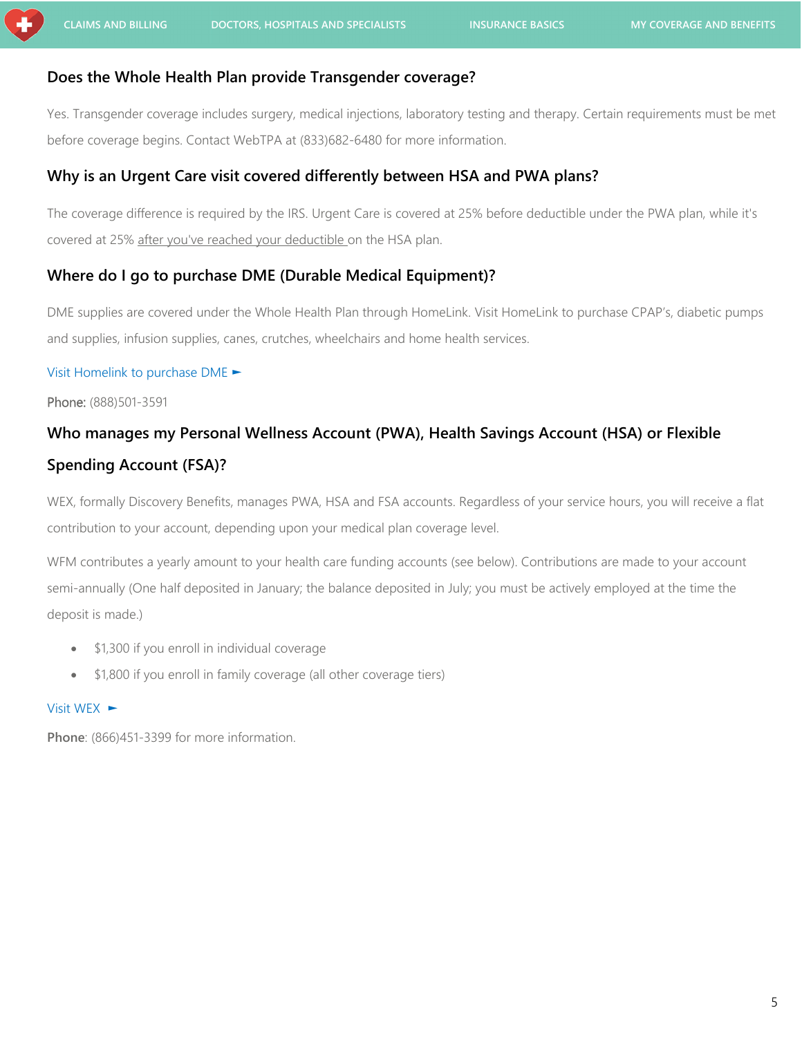## Does the Whole Health Plan provide Transgender coverage?

Yes. Transgender coverage includes surgery, medical injections, laboratory testing and therapy. Certain requirements must be met before coverage begins. Contact WebTPA at (833)682-6480 for more information.

## Why is an Urgent Care visit covered differently between HSA and PWA plans?

The coverage difference is required by the IRS. Urgent Care is covered at 25% before deductible under the PWA plan, while it's covered at 25% after you've reached your deductible on the HSA plan.

## Where do I go to purchase DME (Durable Medical Equipment)?

DME supplies are covered under the Whole Health Plan through HomeLink. Visit HomeLink to purchase CPAP's, diabetic pumps and supplies, infusion supplies, canes, crutches, wheelchairs and home health services.

Visit Homelink to purchase DME ►

**Phone:** (888)501-3591

## Who manages my Personal Wellness Account (PWA), Health Savings Account (HSA) or Flexible Spending Account (FSA)?

WEX, formally Discovery Benefits, manages PWA, HSA and FSA accounts. Regardless of your service hours, you will receive a flat contribution to your account, depending upon your medical plan coverage level.

WFM contributes a yearly amount to your health care funding accounts (see below). Contributions are made to your account semi-annually (One half deposited in January; the balance deposited in July; you must be actively employed at the time the deposit is made.)

- $1,300 if you enroll in individual coverage
- $1,800 if you enroll in family coverage (all other coverage tiers)

Visit WEX ►

**Phone**: (866)451-3399 for more information.